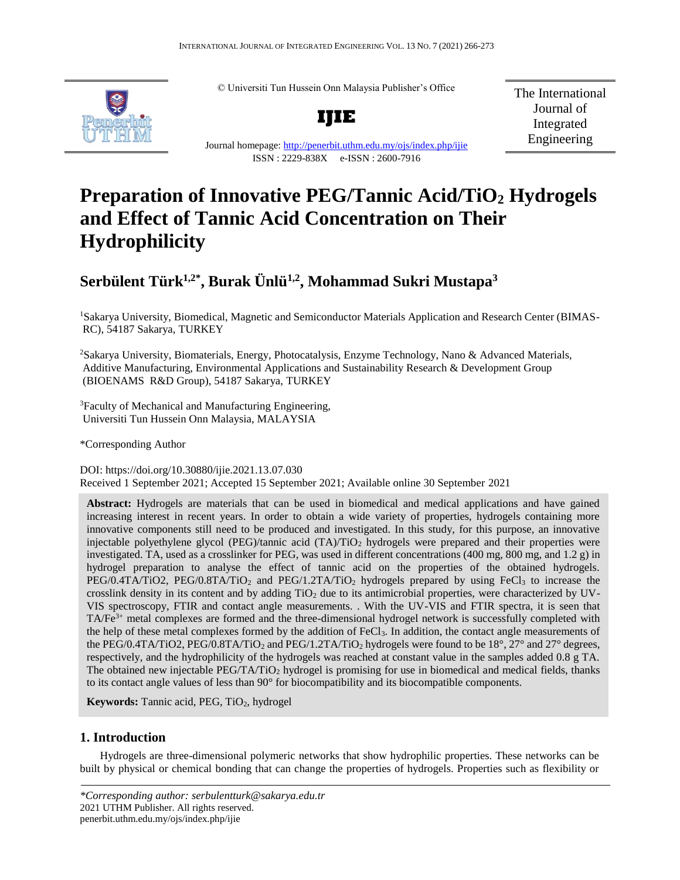© Universiti Tun Hussein Onn Malaysia Publisher's Office

**IJIE**

Journal homepage: http://penerbit.uthm.edu.my/ojs/index.php/ijie

ISSN : 2229-838X e-ISSN : 2600-7916

The International Journal of Integrated Engineering

# Preparation of Innovative PEG/Tannic Acid/$TiO_2$ Hydrogels and Effect of Tannic Acid Concentration on Their Hydrophilicity

## Serbülent Türk[1,2*], Burak Ünlü[1,2], Mohammad Sukri Mustapa[3]

[1]Sakarya University, Biomedical, Magnetic and Semiconductor Materials Application and Research Center (BIMAS-RC), 54187 Sakarya, TURKEY

[2]Sakarya University, Biomaterials, Energy, Photocatalysis, Enzyme Technology, Nano & Advanced Materials, Additive Manufacturing, Environmental Applications and Sustainability Research & Development Group (BIOENAMS R&D Group), 54187 Sakarya, TURKEY

[3]Faculty of Mechanical and Manufacturing Engineering, Universiti Tun Hussein Onn Malaysia, MALAYSIA

*Corresponding Author

DOI: https://doi.org/10.30880/ijie.2021.13.07.030

Received 1 September 2021; Accepted 15 September 2021; Available online 30 September 2021

**Abstract:** Hydrogels are materials that can be used in biomedical and medical applications and have gained increasing interest in recent years. In order to obtain a wide variety of properties, hydrogels containing more innovative components still need to be produced and investigated. In this study, for this purpose, an innovative injectable polyethylene glycol (PEG)/tannic acid (TA)/$TiO_2$ hydrogels were prepared and their properties were investigated. TA, used as a crosslinker for PEG, was used in different concentrations (400 mg, 800 mg, and 1.2 g) in hydrogel preparation to analyse the effect of tannic acid on the properties of the obtained hydrogels. PEG/0.4TA/TiO2, PEG/0.8TA/$TiO_2$ and PEG/1.2TA/$TiO_2$ hydrogels prepared by using $FeCl_3$ to increase the crosslink density in its content and by adding $TiO_2$ due to its antimicrobial properties, were characterized by UV-VIS spectroscopy, FTIR and contact angle measurements. . With the UV-VIS and FTIR spectra, it is seen that TA/$Fe^{3+}$ metal complexes are formed and the three-dimensional hydrogel network is successfully completed with the help of these metal complexes formed by the addition of $FeCl_3$. In addition, the contact angle measurements of the PEG/0.4TA/TiO2, PEG/0.8TA/$TiO_2$ and PEG/1.2TA/$TiO_2$ hydrogels were found to be 18°, 27° and 27° degrees, respectively, and the hydrophilicity of the hydrogels was reached at constant value in the samples added 0.8 g TA. The obtained new injectable PEG/TA/$TiO_2$ hydrogel is promising for use in biomedical and medical fields, thanks to its contact angle values of less than 90° for biocompatibility and its biocompatible components.

**Keywords:** Tannic acid, PEG, $TiO_2$, hydrogel

## 1. Introduction

Hydrogels are three-dimensional polymeric networks that show hydrophilic properties. These networks can be built by physical or chemical bonding that can change the properties of hydrogels. Properties such as flexibility or

*\*Corresponding author: serbulentturk@sakarya.edu.tr*
2021 UTHM Publisher. All rights reserved.
penerbit.uthm.edu.my/ojs/index.php/ijie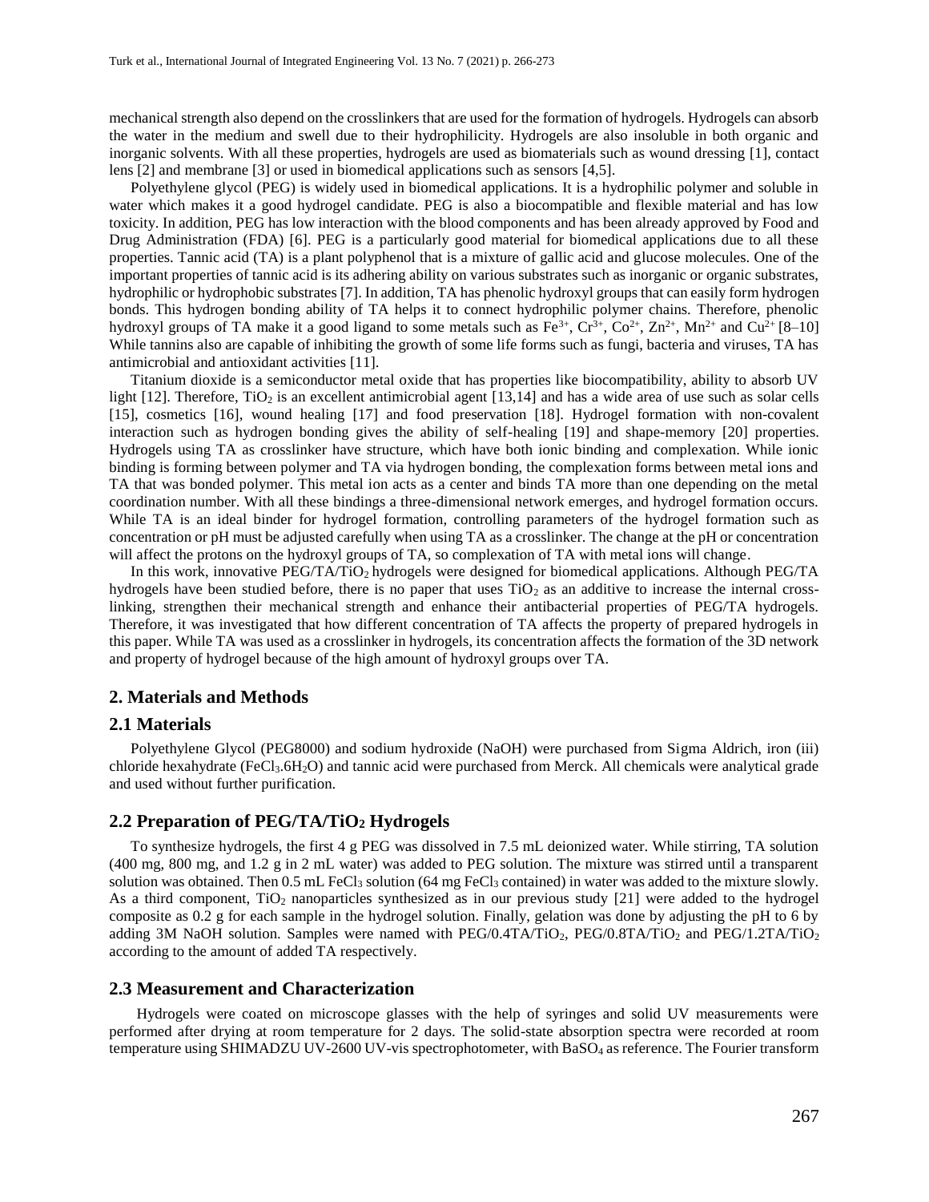mechanical strength also depend on the crosslinkers that are used for the formation of hydrogels. Hydrogels can absorb the water in the medium and swell due to their hydrophilicity. Hydrogels are also insoluble in both organic and inorganic solvents. With all these properties, hydrogels are used as biomaterials such as wound dressing [1], contact lens [2] and membrane [3] or used in biomedical applications such as sensors [4,5].

Polyethylene glycol (PEG) is widely used in biomedical applications. It is a hydrophilic polymer and soluble in water which makes it a good hydrogel candidate. PEG is also a biocompatible and flexible material and has low toxicity. In addition, PEG has low interaction with the blood components and has been already approved by Food and Drug Administration (FDA) [6]. PEG is a particularly good material for biomedical applications due to all these properties. Tannic acid (TA) is a plant polyphenol that is a mixture of gallic acid and glucose molecules. One of the important properties of tannic acid is its adhering ability on various substrates such as inorganic or organic substrates, hydrophilic or hydrophobic substrates [7]. In addition, TA has phenolic hydroxyl groups that can easily form hydrogen bonds. This hydrogen bonding ability of TA helps it to connect hydrophilic polymer chains. Therefore, phenolic hydroxyl groups of TA make it a good ligand to some metals such as $Fe^{3+}$, $Cr^{3+}$, $Co^{2+}$, $Zn^{2+}$, $Mn^{2+}$ and $Cu^{2+}$ [8–10] While tannins also are capable of inhibiting the growth of some life forms such as fungi, bacteria and viruses, TA has antimicrobial and antioxidant activities [11].

Titanium dioxide is a semiconductor metal oxide that has properties like biocompatibility, ability to absorb UV light [12]. Therefore, $TiO_2$ is an excellent antimicrobial agent [13,14] and has a wide area of use such as solar cells [15], cosmetics [16], wound healing [17] and food preservation [18]. Hydrogel formation with non-covalent interaction such as hydrogen bonding gives the ability of self-healing [19] and shape-memory [20] properties. Hydrogels using TA as crosslinker have structure, which have both ionic binding and complexation. While ionic binding is forming between polymer and TA via hydrogen bonding, the complexation forms between metal ions and TA that was bonded polymer. This metal ion acts as a center and binds TA more than one depending on the metal coordination number. With all these bindings a three-dimensional network emerges, and hydrogel formation occurs. While TA is an ideal binder for hydrogel formation, controlling parameters of the hydrogel formation such as concentration or pH must be adjusted carefully when using TA as a crosslinker. The change at the pH or concentration will affect the protons on the hydroxyl groups of TA, so complexation of TA with metal ions will change.

In this work, innovative PEG/TA/$TiO_2$ hydrogels were designed for biomedical applications. Although PEG/TA hydrogels have been studied before, there is no paper that uses $TiO_2$ as an additive to increase the internal cross-linking, strengthen their mechanical strength and enhance their antibacterial properties of PEG/TA hydrogels. Therefore, it was investigated that how different concentration of TA affects the property of prepared hydrogels in this paper. While TA was used as a crosslinker in hydrogels, its concentration affects the formation of the 3D network and property of hydrogel because of the high amount of hydroxyl groups over TA.

## 2. Materials and Methods

### 2.1 Materials

Polyethylene Glycol (PEG8000) and sodium hydroxide (NaOH) were purchased from Sigma Aldrich, iron (iii) chloride hexahydrate ($FeCl_3.6H_2O$) and tannic acid were purchased from Merck. All chemicals were analytical grade and used without further purification.

### 2.2 Preparation of PEG/TA/$TiO_2$ Hydrogels

To synthesize hydrogels, the first 4 g PEG was dissolved in 7.5 mL deionized water. While stirring, TA solution (400 mg, 800 mg, and 1.2 g in 2 mL water) was added to PEG solution. The mixture was stirred until a transparent solution was obtained. Then 0.5 mL $FeCl_3$ solution (64 mg $FeCl_3$ contained) in water was added to the mixture slowly. As a third component, $TiO_2$ nanoparticles synthesized as in our previous study [21] were added to the hydrogel composite as 0.2 g for each sample in the hydrogel solution. Finally, gelation was done by adjusting the pH to 6 by adding 3M NaOH solution. Samples were named with PEG/0.4TA/$TiO_2$, PEG/0.8TA/$TiO_2$ and PEG/1.2TA/$TiO_2$ according to the amount of added TA respectively.

### 2.3 Measurement and Characterization

Hydrogels were coated on microscope glasses with the help of syringes and solid UV measurements were performed after drying at room temperature for 2 days. The solid-state absorption spectra were recorded at room temperature using SHIMADZU UV-2600 UV-vis spectrophotometer, with $BaSO_4$ as reference. The Fourier transform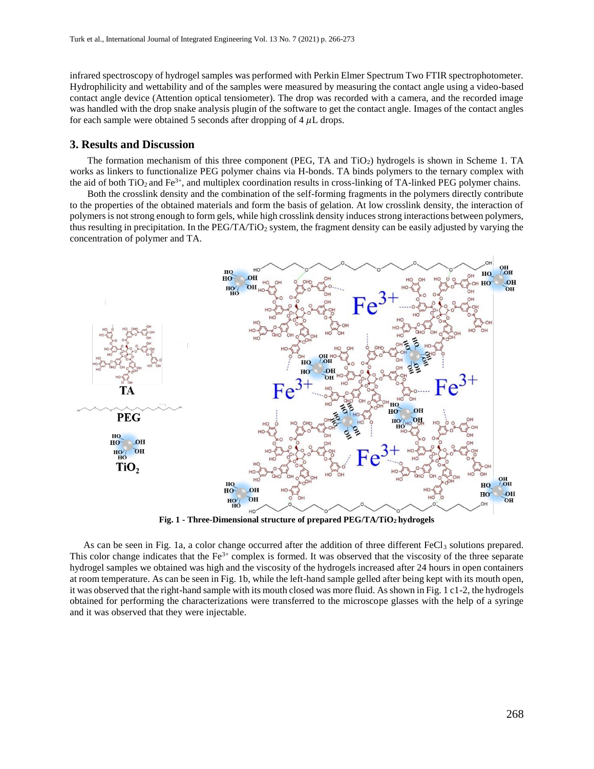infrared spectroscopy of hydrogel samples was performed with Perkin Elmer Spectrum Two FTIR spectrophotometer. Hydrophilicity and wettability and of the samples were measured by measuring the contact angle using a video-based contact angle device (Attention optical tensiometer). The drop was recorded with a camera, and the recorded image was handled with the drop snake analysis plugin of the software to get the contact angle. Images of the contact angles for each sample were obtained 5 seconds after dropping of 4 $\mu$L drops.

## 3. Results and Discussion

The formation mechanism of this three component (PEG, TA and $TiO_2$) hydrogels is shown in Scheme 1. TA works as linkers to functionalize PEG polymer chains via H-bonds. TA binds polymers to the ternary complex with the aid of both $TiO_2$ and $Fe^{3+}$, and multiplex coordination results in cross-linking of TA-linked PEG polymer chains.

Both the crosslink density and the combination of the self-forming fragments in the polymers directly contribute to the properties of the obtained materials and form the basis of gelation. At low crosslink density, the interaction of polymers is not strong enough to form gels, while high crosslink density induces strong interactions between polymers, thus resulting in precipitation. In the PEG/TA/$TiO_2$ system, the fragment density can be easily adjusted by varying the concentration of polymer and TA.

**Fig. 1 - Three-Dimensional structure of prepared PEG/TA/$TiO_2$ hydrogels**

As can be seen in Fig. 1a, a color change occurred after the addition of three different $FeCl_3$ solutions prepared. This color change indicates that the $Fe^{3+}$ complex is formed. It was observed that the viscosity of the three separate hydrogel samples we obtained was high and the viscosity of the hydrogels increased after 24 hours in open containers at room temperature. As can be seen in Fig. 1b, while the left-hand sample gelled after being kept with its mouth open, it was observed that the right-hand sample with its mouth closed was more fluid. As shown in Fig. 1 c1-2, the hydrogels obtained for performing the characterizations were transferred to the microscope glasses with the help of a syringe and it was observed that they were injectable.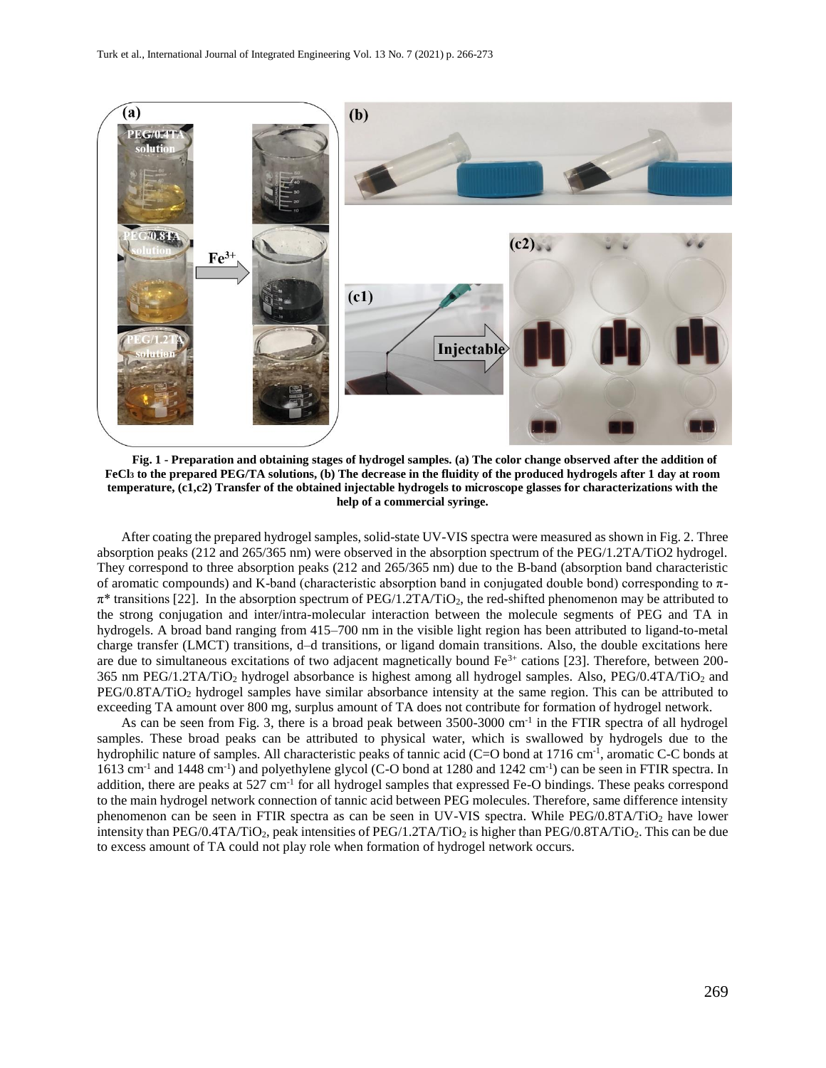**Fig. 1 - Preparation and obtaining stages of hydrogel samples. (a) The color change observed after the addition of $FeCl_3$ to the prepared PEG/TA solutions, (b) The decrease in the fluidity of the produced hydrogels after 1 day at room temperature, (c1,c2) Transfer of the obtained injectable hydrogels to microscope glasses for characterizations with the help of a commercial syringe.**

After coating the prepared hydrogel samples, solid-state UV-VIS spectra were measured as shown in Fig. 2. Three absorption peaks (212 and 265/365 nm) were observed in the absorption spectrum of the PEG/1.2TA/TiO2 hydrogel. They correspond to three absorption peaks (212 and 265/365 nm) due to the B-band (absorption band characteristic of aromatic compounds) and K-band (characteristic absorption band in conjugated double bond) corresponding to $\pi$-$\pi$* transitions [22]. In the absorption spectrum of PEG/1.2TA/$TiO_2$, the red-shifted phenomenon may be attributed to the strong conjugation and inter/intra-molecular interaction between the molecule segments of PEG and TA in hydrogels. A broad band ranging from 415–700 nm in the visible light region has been attributed to ligand-to-metal charge transfer (LMCT) transitions, d–d transitions, or ligand domain transitions. Also, the double excitations here are due to simultaneous excitations of two adjacent magnetically bound $Fe^{3+}$ cations [23]. Therefore, between 200-365 nm PEG/1.2TA/$TiO_2$ hydrogel absorbance is highest among all hydrogel samples. Also, PEG/0.4TA/$TiO_2$ and PEG/0.8TA/$TiO_2$ hydrogel samples have similar absorbance intensity at the same region. This can be attributed to exceeding TA amount over 800 mg, surplus amount of TA does not contribute for formation of hydrogel network.

As can be seen from Fig. 3, there is a broad peak between 3500-3000 $cm^{-1}$ in the FTIR spectra of all hydrogel samples. These broad peaks can be attributed to physical water, which is swallowed by hydrogels due to the hydrophilic nature of samples. All characteristic peaks of tannic acid (C=O bond at 1716 $cm^{-1}$, aromatic C-C bonds at 1613 $cm^{-1}$ and 1448 $cm^{-1}$) and polyethylene glycol (C-O bond at 1280 and 1242 $cm^{-1}$) can be seen in FTIR spectra. In addition, there are peaks at 527 $cm^{-1}$ for all hydrogel samples that expressed Fe-O bindings. These peaks correspond to the main hydrogel network connection of tannic acid between PEG molecules. Therefore, same difference intensity phenomenon can be seen in FTIR spectra as can be seen in UV-VIS spectra. While PEG/0.8TA/$TiO_2$ have lower intensity than PEG/0.4TA/$TiO_2$, peak intensities of PEG/1.2TA/$TiO_2$ is higher than PEG/0.8TA/$TiO_2$. This can be due to excess amount of TA could not play role when formation of hydrogel network occurs.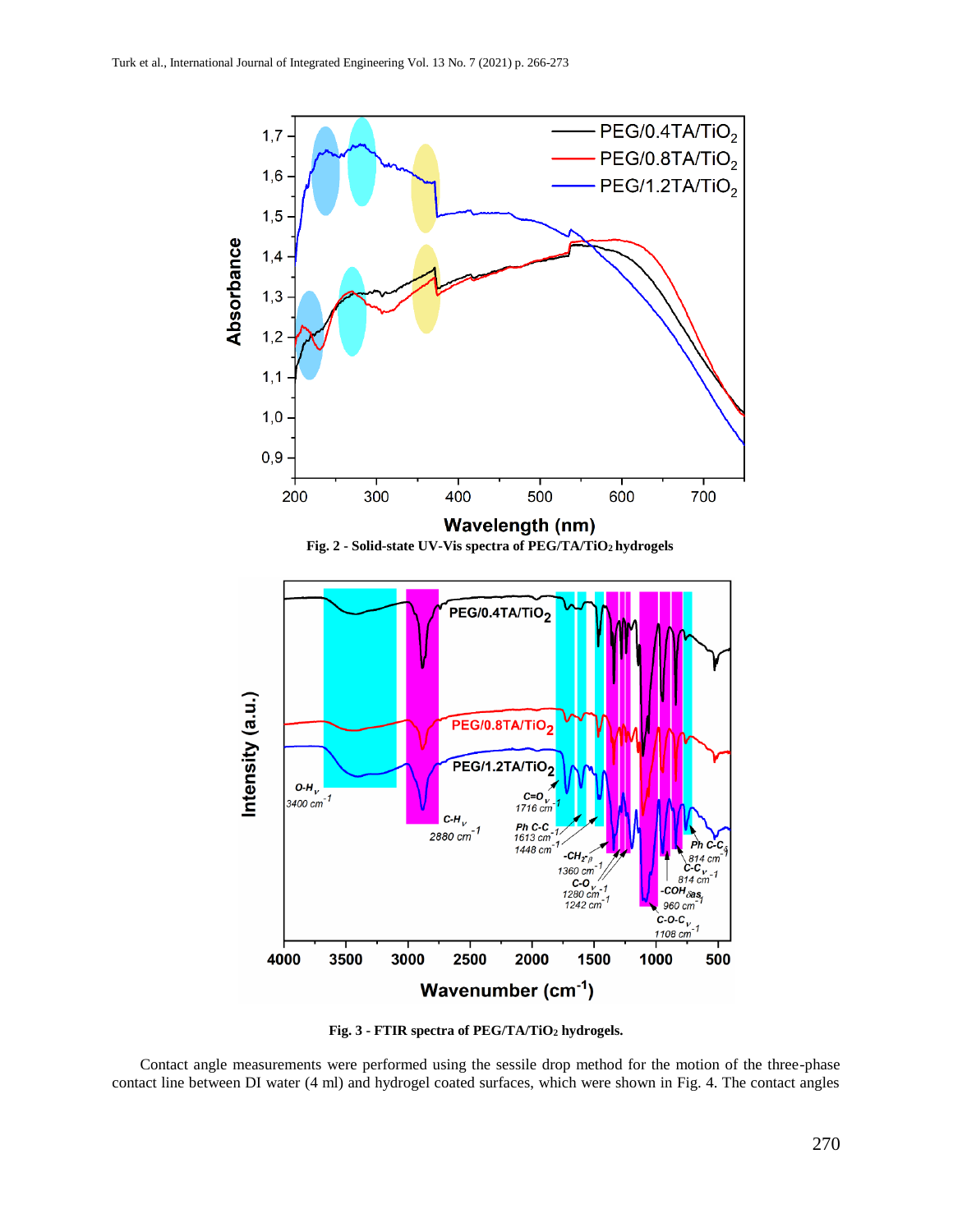1,7
1,6
1,5
1,4
1,3
1,2
1,1
1,0
0,9

Absorbance

200 300 400 500 600 700

Wavelength (nm)

PEG/0.4TA/TiO2
PEG/0.8TA/TiO2
PEG/1.2TA/TiO2

**Fig. 2 - Solid-state UV-Vis spectra of PEG/TA/$TiO_2$ hydrogels**

PEG/0.4TA/TiO2
PEG/0.8TA/TiO2
PEG/1.2TA/TiO2

Intensity (a.u.)

O-Hν 3400 cm-1
C-Hν 2880 cm-1
C=Oν 1716 cm-1
Ph C-C 1613 cm-1 1448 cm-1
-CH2β 1360 cm-1
C-Oν 1280 cm-1 1242 cm-1
-COHδas 960 cm-1
C-O-Cν 1108 cm-1
C-Cν 814 cm-1
Ph C-Cδ 814 cm-1

4000 3500 3000 2500 2000 1500 1000 500

Wavenumber (cm-1)

**Fig. 3 - FTIR spectra of PEG/TA/$TiO_2$ hydrogels.**

Contact angle measurements were performed using the sessile drop method for the motion of the three-phase contact line between DI water (4 ml) and hydrogel coated surfaces, which were shown in Fig. 4. The contact angles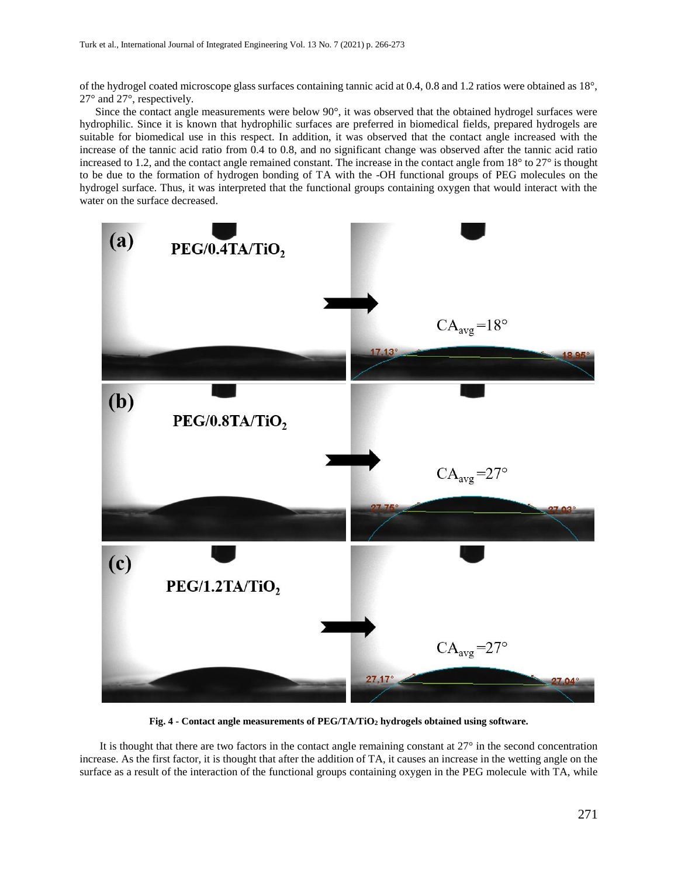of the hydrogel coated microscope glass surfaces containing tannic acid at 0.4, 0.8 and 1.2 ratios were obtained as 18°, 27° and 27°, respectively.

Since the contact angle measurements were below 90°, it was observed that the obtained hydrogel surfaces were hydrophilic. Since it is known that hydrophilic surfaces are preferred in biomedical fields, prepared hydrogels are suitable for biomedical use in this respect. In addition, it was observed that the contact angle increased with the increase of the tannic acid ratio from 0.4 to 0.8, and no significant change was observed after the tannic acid ratio increased to 1.2, and the contact angle remained constant. The increase in the contact angle from 18° to 27° is thought to be due to the formation of hydrogen bonding of TA with the -OH functional groups of PEG molecules on the hydrogel surface. Thus, it was interpreted that the functional groups containing oxygen that would interact with the water on the surface decreased.

(a) PEG/0.4TA/$TiO_2$

$CA_{avg}$ =18°

17.13° 18.95°

(b) PEG/0.8TA/$TiO_2$

$CA_{avg}$ =27°

27.75° 27.03°

(c) PEG/1.2TA/$TiO_2$

$CA_{avg}$ =27°

27,17° 27.04°

**Fig. 4 - Contact angle measurements of PEG/TA/$TiO_2$ hydrogels obtained using software.**

It is thought that there are two factors in the contact angle remaining constant at 27° in the second concentration increase. As the first factor, it is thought that after the addition of TA, it causes an increase in the wetting angle on the surface as a result of the interaction of the functional groups containing oxygen in the PEG molecule with TA, while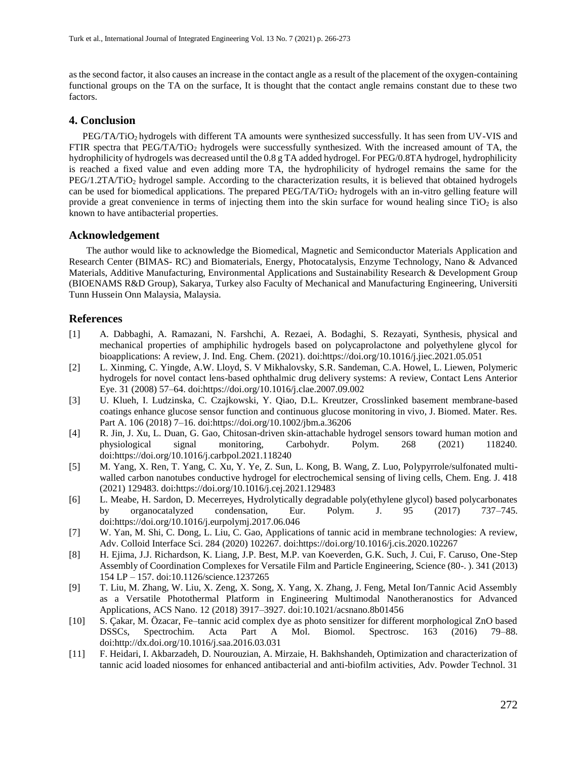as the second factor, it also causes an increase in the contact angle as a result of the placement of the oxygen-containing functional groups on the TA on the surface, It is thought that the contact angle remains constant due to these two factors.

## 4. Conclusion

PEG/TA/$TiO_2$ hydrogels with different TA amounts were synthesized successfully. It has seen from UV-VIS and FTIR spectra that PEG/TA/$TiO_2$ hydrogels were successfully synthesized. With the increased amount of TA, the hydrophilicity of hydrogels was decreased until the 0.8 g TA added hydrogel. For PEG/0.8TA hydrogel, hydrophilicity is reached a fixed value and even adding more TA, the hydrophilicity of hydrogel remains the same for the PEG/1.2TA/$TiO_2$ hydrogel sample. According to the characterization results, it is believed that obtained hydrogels can be used for biomedical applications. The prepared PEG/TA/$TiO_2$ hydrogels with an in-vitro gelling feature will provide a great convenience in terms of injecting them into the skin surface for wound healing since $TiO_2$ is also known to have antibacterial properties.

## Acknowledgement

The author would like to acknowledge the Biomedical, Magnetic and Semiconductor Materials Application and Research Center (BIMAS- RC) and Biomaterials, Energy, Photocatalysis, Enzyme Technology, Nano & Advanced Materials, Additive Manufacturing, Environmental Applications and Sustainability Research & Development Group (BIOENAMS R&D Group), Sakarya, Turkey also Faculty of Mechanical and Manufacturing Engineering, Universiti Tunn Hussein Onn Malaysia, Malaysia.

## References

[1] A. Dabbaghi, A. Ramazani, N. Farshchi, A. Rezaei, A. Bodaghi, S. Rezayati, Synthesis, physical and mechanical properties of amphiphilic hydrogels based on polycaprolactone and polyethylene glycol for bioapplications: A review, J. Ind. Eng. Chem. (2021). doi:https://doi.org/10.1016/j.jiec.2021.05.051

[2] L. Xinming, C. Yingde, A.W. Lloyd, S. V Mikhalovsky, S.R. Sandeman, C.A. Howel, L. Liewen, Polymeric hydrogels for novel contact lens-based ophthalmic drug delivery systems: A review, Contact Lens Anterior Eye. 31 (2008) 57–64. doi:https://doi.org/10.1016/j.clae.2007.09.002

[3] U. Klueh, I. Ludzinska, C. Czajkowski, Y. Qiao, D.L. Kreutzer, Crosslinked basement membrane-based coatings enhance glucose sensor function and continuous glucose monitoring in vivo, J. Biomed. Mater. Res. Part A. 106 (2018) 7–16. doi:https://doi.org/10.1002/jbm.a.36206

[4] R. Jin, J. Xu, L. Duan, G. Gao, Chitosan-driven skin-attachable hydrogel sensors toward human motion and physiological signal monitoring, Carbohydr. Polym. 268 (2021) 118240. doi:https://doi.org/10.1016/j.carbpol.2021.118240

[5] M. Yang, X. Ren, T. Yang, C. Xu, Y. Ye, Z. Sun, L. Kong, B. Wang, Z. Luo, Polypyrrole/sulfonated multi-walled carbon nanotubes conductive hydrogel for electrochemical sensing of living cells, Chem. Eng. J. 418 (2021) 129483. doi:https://doi.org/10.1016/j.cej.2021.129483

[6] L. Meabe, H. Sardon, D. Mecerreyes, Hydrolytically degradable poly(ethylene glycol) based polycarbonates by organocatalyzed condensation, Eur. Polym. J. 95 (2017) 737–745. doi:https://doi.org/10.1016/j.eurpolymj.2017.06.046

[7] W. Yan, M. Shi, C. Dong, L. Liu, C. Gao, Applications of tannic acid in membrane technologies: A review, Adv. Colloid Interface Sci. 284 (2020) 102267. doi:https://doi.org/10.1016/j.cis.2020.102267

[8] H. Ejima, J.J. Richardson, K. Liang, J.P. Best, M.P. van Koeverden, G.K. Such, J. Cui, F. Caruso, One-Step Assembly of Coordination Complexes for Versatile Film and Particle Engineering, Science (80-. ). 341 (2013) 154 LP – 157. doi:10.1126/science.1237265

[9] T. Liu, M. Zhang, W. Liu, X. Zeng, X. Song, X. Yang, X. Zhang, J. Feng, Metal Ion/Tannic Acid Assembly as a Versatile Photothermal Platform in Engineering Multimodal Nanotheranostics for Advanced Applications, ACS Nano. 12 (2018) 3917–3927. doi:10.1021/acsnano.8b01456

[10] S. Çakar, M. Özacar, Fe–tannic acid complex dye as photo sensitizer for different morphological ZnO based DSSCs, Spectrochim. Acta Part A Mol. Biomol. Spectrosc. 163 (2016) 79–88. doi:http://dx.doi.org/10.1016/j.saa.2016.03.031

[11] F. Heidari, I. Akbarzadeh, D. Nourouzian, A. Mirzaie, H. Bakhshandeh, Optimization and characterization of tannic acid loaded niosomes for enhanced antibacterial and anti-biofilm activities, Adv. Powder Technol. 31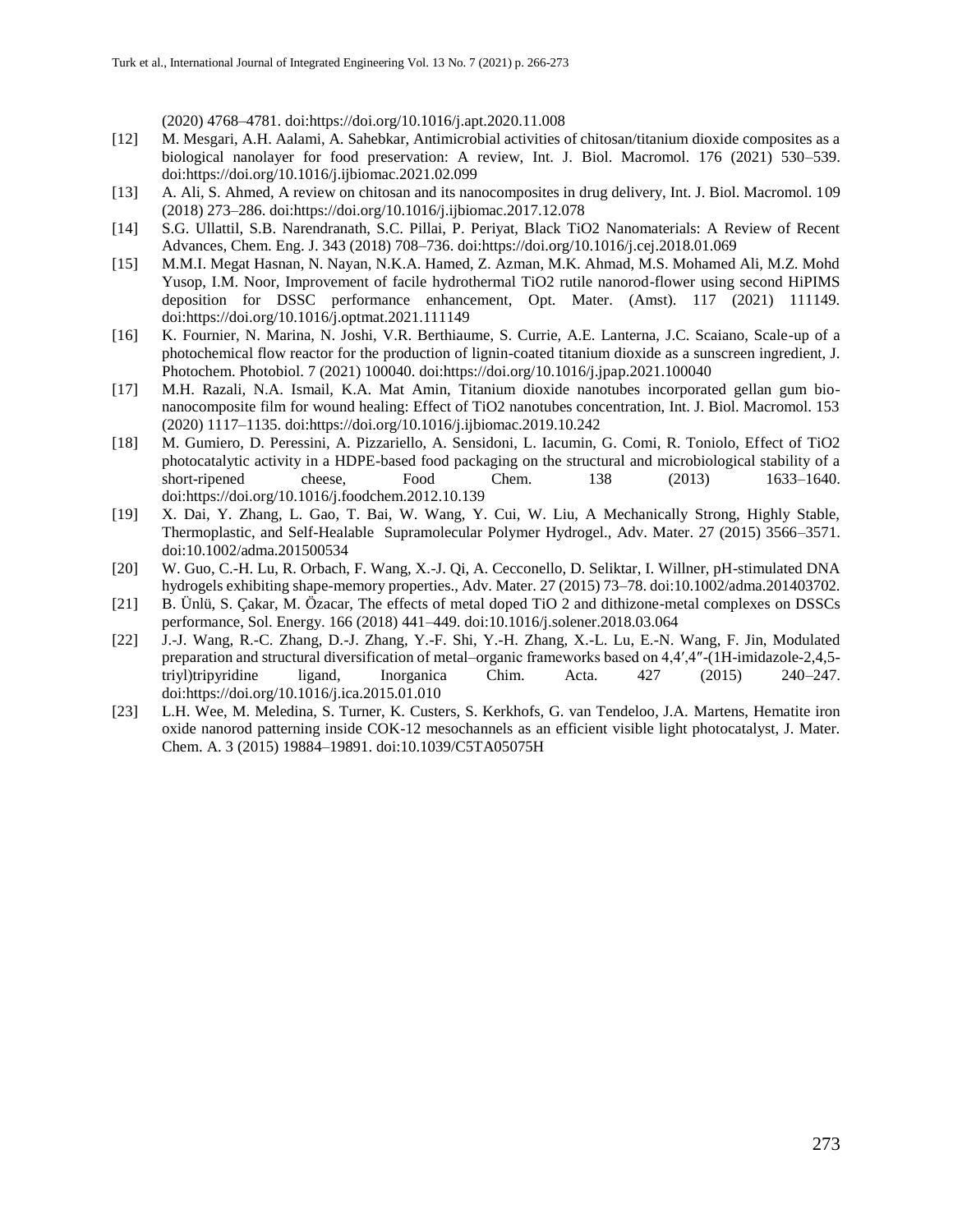(2020) 4768–4781. doi:https://doi.org/10.1016/j.apt.2020.11.008

[12] M. Mesgari, A.H. Aalami, A. Sahebkar, Antimicrobial activities of chitosan/titanium dioxide composites as a biological nanolayer for food preservation: A review, Int. J. Biol. Macromol. 176 (2021) 530–539. doi:https://doi.org/10.1016/j.ijbiomac.2021.02.099

[13] A. Ali, S. Ahmed, A review on chitosan and its nanocomposites in drug delivery, Int. J. Biol. Macromol. 109 (2018) 273–286. doi:https://doi.org/10.1016/j.ijbiomac.2017.12.078

[14] S.G. Ullattil, S.B. Narendranath, S.C. Pillai, P. Periyat, Black TiO2 Nanomaterials: A Review of Recent Advances, Chem. Eng. J. 343 (2018) 708–736. doi:https://doi.org/10.1016/j.cej.2018.01.069

[15] M.M.I. Megat Hasnan, N. Nayan, N.K.A. Hamed, Z. Azman, M.K. Ahmad, M.S. Mohamed Ali, M.Z. Mohd Yusop, I.M. Noor, Improvement of facile hydrothermal TiO2 rutile nanorod-flower using second HiPIMS deposition for DSSC performance enhancement, Opt. Mater. (Amst). 117 (2021) 111149. doi:https://doi.org/10.1016/j.optmat.2021.111149

[16] K. Fournier, N. Marina, N. Joshi, V.R. Berthiaume, S. Currie, A.E. Lanterna, J.C. Scaiano, Scale-up of a photochemical flow reactor for the production of lignin-coated titanium dioxide as a sunscreen ingredient, J. Photochem. Photobiol. 7 (2021) 100040. doi:https://doi.org/10.1016/j.jpap.2021.100040

[17] M.H. Razali, N.A. Ismail, K.A. Mat Amin, Titanium dioxide nanotubes incorporated gellan gum bio-nanocomposite film for wound healing: Effect of TiO2 nanotubes concentration, Int. J. Biol. Macromol. 153 (2020) 1117–1135. doi:https://doi.org/10.1016/j.ijbiomac.2019.10.242

[18] M. Gumiero, D. Peressini, A. Pizzariello, A. Sensidoni, L. Iacumin, G. Comi, R. Toniolo, Effect of TiO2 photocatalytic activity in a HDPE-based food packaging on the structural and microbiological stability of a short-ripened cheese, Food Chem. 138 (2013) 1633–1640. doi:https://doi.org/10.1016/j.foodchem.2012.10.139

[19] X. Dai, Y. Zhang, L. Gao, T. Bai, W. Wang, Y. Cui, W. Liu, A Mechanically Strong, Highly Stable, Thermoplastic, and Self-Healable Supramolecular Polymer Hydrogel., Adv. Mater. 27 (2015) 3566–3571. doi:10.1002/adma.201500534

[20] W. Guo, C.-H. Lu, R. Orbach, F. Wang, X.-J. Qi, A. Cecconello, D. Seliktar, I. Willner, pH-stimulated DNA hydrogels exhibiting shape-memory properties., Adv. Mater. 27 (2015) 73–78. doi:10.1002/adma.201403702.

[21] B. Ünlü, S. Çakar, M. Özacar, The effects of metal doped TiO 2 and dithizone-metal complexes on DSSCs performance, Sol. Energy. 166 (2018) 441–449. doi:10.1016/j.solener.2018.03.064

[22] J.-J. Wang, R.-C. Zhang, D.-J. Zhang, Y.-F. Shi, Y.-H. Zhang, X.-L. Lu, E.-N. Wang, F. Jin, Modulated preparation and structural diversification of metal–organic frameworks based on 4,4′,4″-(1H-imidazole-2,4,5-triyl)tripyridine ligand, Inorganica Chim. Acta. 427 (2015) 240–247. doi:https://doi.org/10.1016/j.ica.2015.01.010

[23] L.H. Wee, M. Meledina, S. Turner, K. Custers, S. Kerkhofs, G. van Tendeloo, J.A. Martens, Hematite iron oxide nanorod patterning inside COK-12 mesochannels as an efficient visible light photocatalyst, J. Mater. Chem. A. 3 (2015) 19884–19891. doi:10.1039/C5TA05075H